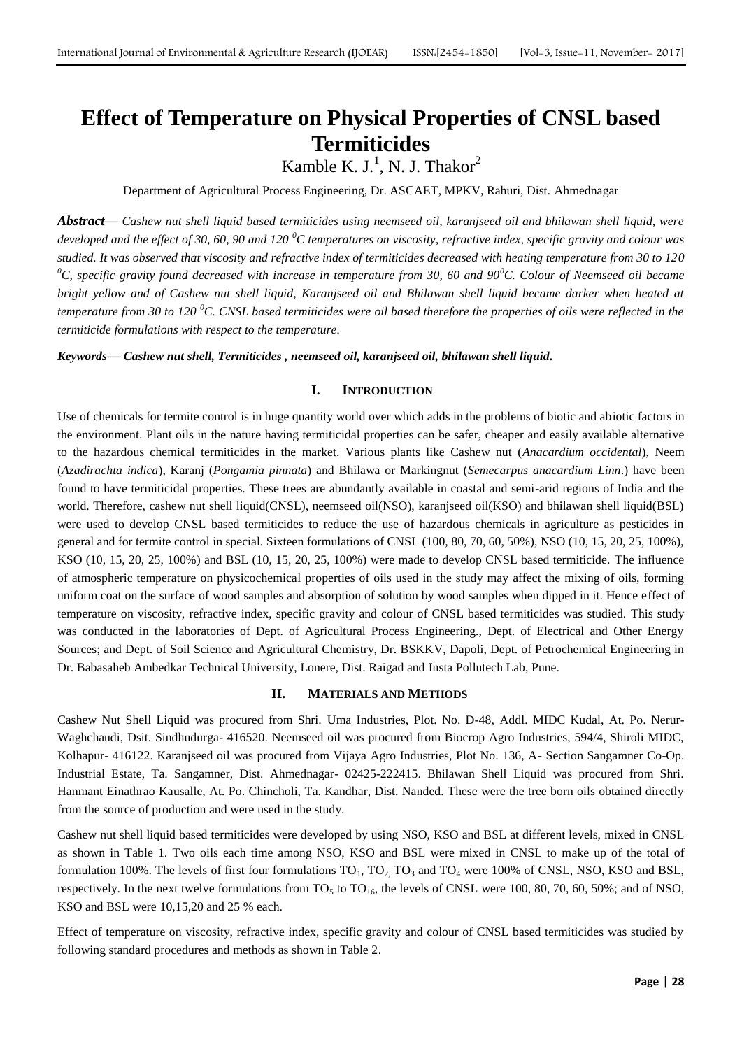# Effect of Temperature on Physical Properties of CNSL based Termiticides

Kamble K. J.[1], N. J. Thakor[2]

Department of Agricultural Process Engineering, Dr. ASCAET, MPKV, Rahuri, Dist. Ahmednagar

***Abstract*— *Cashew nut shell liquid based termiticides using neemseed oil, karanjseed oil and bhilawan shell liquid, were developed and the effect of 30, 60, 90 and 120 $^0C$ temperatures on viscosity, refractive index, specific gravity and colour was studied. It was observed that viscosity and refractive index of termiticides decreased with heating temperature from 30 to 120 $^0C$, specific gravity found decreased with increase in temperature from 30, 60 and 90$^0C$. Colour of Neemseed oil became bright yellow and of Cashew nut shell liquid, Karanjseed oil and Bhilawan shell liquid became darker when heated at temperature from 30 to 120 $^0C$. CNSL based termiticides were oil based therefore the properties of oils were reflected in the termiticide formulations with respect to the temperature.***

***Keywords*— *Cashew nut shell, Termiticides , neemseed oil, karanjseed oil, bhilawan shell liquid.***

## I. INTRODUCTION

Use of chemicals for termite control is in huge quantity world over which adds in the problems of biotic and abiotic factors in the environment. Plant oils in the nature having termiticidal properties can be safer, cheaper and easily available alternative to the hazardous chemical termiticides in the market. Various plants like Cashew nut (*Anacardium occidental*), Neem (*Azadirachta indica*), Karanj (*Pongamia pinnata*) and Bhilawa or Markingnut (*Semecarpus anacardium Linn*.) have been found to have termiticidal properties. These trees are abundantly available in coastal and semi-arid regions of India and the world. Therefore, cashew nut shell liquid(CNSL), neemseed oil(NSO), karanjseed oil(KSO) and bhilawan shell liquid(BSL) were used to develop CNSL based termiticides to reduce the use of hazardous chemicals in agriculture as pesticides in general and for termite control in special. Sixteen formulations of CNSL (100, 80, 70, 60, 50%), NSO (10, 15, 20, 25, 100%), KSO (10, 15, 20, 25, 100%) and BSL (10, 15, 20, 25, 100%) were made to develop CNSL based termiticide. The influence of atmospheric temperature on physicochemical properties of oils used in the study may affect the mixing of oils, forming uniform coat on the surface of wood samples and absorption of solution by wood samples when dipped in it. Hence effect of temperature on viscosity, refractive index, specific gravity and colour of CNSL based termiticides was studied. This study was conducted in the laboratories of Dept. of Agricultural Process Engineering., Dept. of Electrical and Other Energy Sources; and Dept. of Soil Science and Agricultural Chemistry, Dr. BSKKV, Dapoli, Dept. of Petrochemical Engineering in Dr. Babasaheb Ambedkar Technical University, Lonere, Dist. Raigad and Insta Pollutech Lab, Pune.

## II. MATERIALS AND METHODS

Cashew Nut Shell Liquid was procured from Shri. Uma Industries, Plot. No. D-48, Addl. MIDC Kudal, At. Po. Nerur-Waghchaudi, Dsit. Sindhudurga- 416520. Neemseed oil was procured from Biocrop Agro Industries, 594/4, Shiroli MIDC, Kolhapur- 416122. Karanjseed oil was procured from Vijaya Agro Industries, Plot No. 136, A- Section Sangamner Co-Op. Industrial Estate, Ta. Sangamner, Dist. Ahmednagar- 02425-222415. Bhilawan Shell Liquid was procured from Shri. Hanmant Einathrao Kausalle, At. Po. Chincholi, Ta. Kandhar, Dist. Nanded. These were the tree born oils obtained directly from the source of production and were used in the study.

Cashew nut shell liquid based termiticides were developed by using NSO, KSO and BSL at different levels, mixed in CNSL as shown in Table 1. Two oils each time among NSO, KSO and BSL were mixed in CNSL to make up of the total of formulation 100%. The levels of first four formulations $TO_1$, $TO_2$, $TO_3$ and $TO_4$ were 100% of CNSL, NSO, KSO and BSL, respectively. In the next twelve formulations from $TO_5$ to $TO_{16}$, the levels of CNSL were 100, 80, 70, 60, 50%; and of NSO, KSO and BSL were 10,15,20 and 25 % each.

Effect of temperature on viscosity, refractive index, specific gravity and colour of CNSL based termiticides was studied by following standard procedures and methods as shown in Table 2.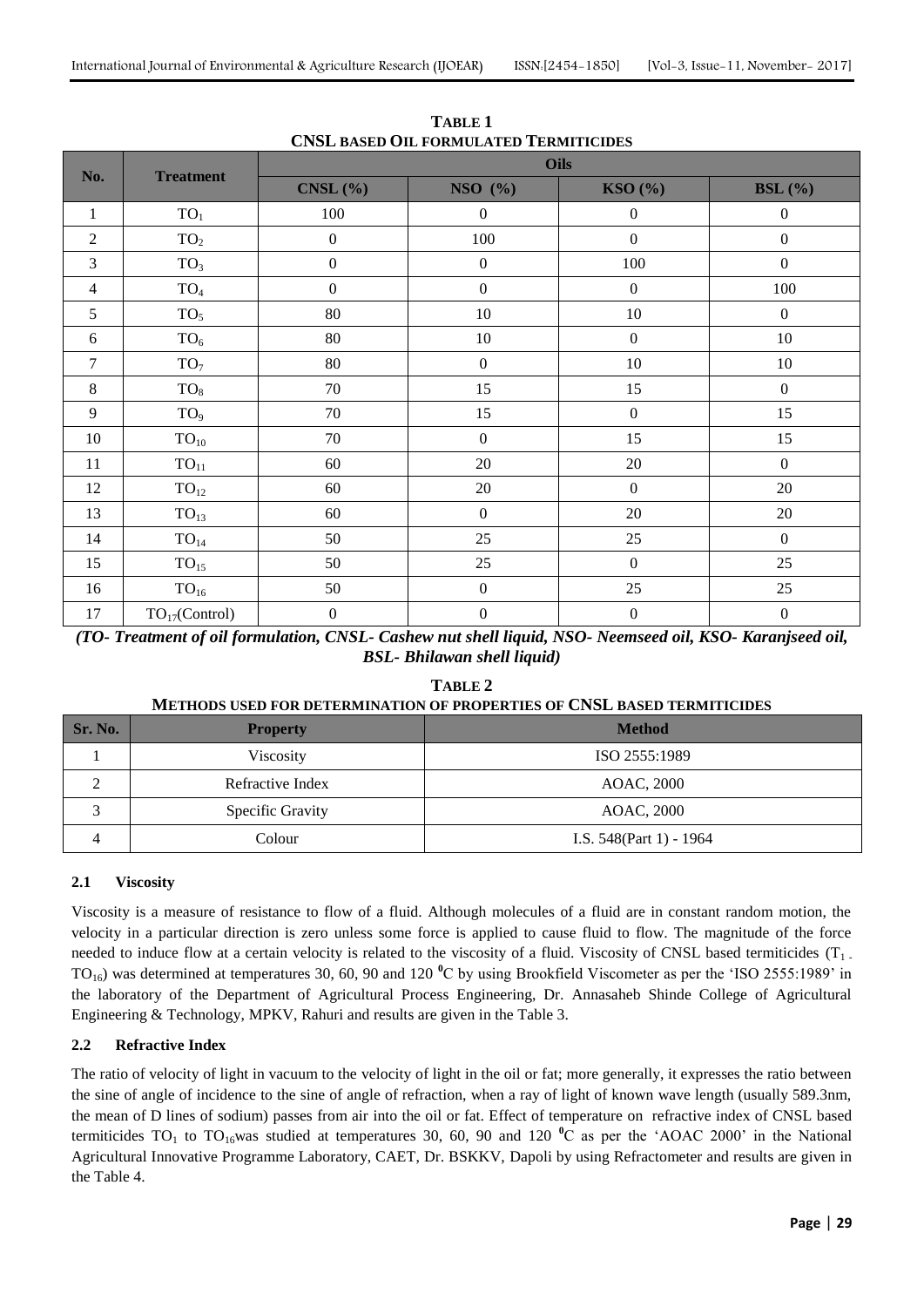**TABLE 1**
**CNSL BASED OIL FORMULATED TERMITICIDES**

| No. | Treatment | Oils | | | |
|---|---|---|---|---|---|
| | | CNSL (%) | NSO (%) | KSO (%) | BSL (%) |
| 1 | $TO_1$ | 100 | 0 | 0 | 0 |
| 2 | $TO_2$ | 0 | 100 | 0 | 0 |
| 3 | $TO_3$ | 0 | 0 | 100 | 0 |
| 4 | $TO_4$ | 0 | 0 | 0 | 100 |
| 5 | $TO_5$ | 80 | 10 | 10 | 0 |
| 6 | $TO_6$ | 80 | 10 | 0 | 10 |
| 7 | $TO_7$ | 80 | 0 | 10 | 10 |
| 8 | $TO_8$ | 70 | 15 | 15 | 0 |
| 9 | $TO_9$ | 70 | 15 | 0 | 15 |
| 10 | $TO_{10}$ | 70 | 0 | 15 | 15 |
| 11 | $TO_{11}$ | 60 | 20 | 20 | 0 |
| 12 | $TO_{12}$ | 60 | 20 | 0 | 20 |
| 13 | $TO_{13}$ | 60 | 0 | 20 | 20 |
| 14 | $TO_{14}$ | 50 | 25 | 25 | 0 |
| 15 | $TO_{15}$ | 50 | 25 | 0 | 25 |
| 16 | $TO_{16}$ | 50 | 0 | 25 | 25 |
| 17 | $TO_{17}$(Control) | 0 | 0 | 0 | 0 |

***(TO- Treatment of oil formulation, CNSL- Cashew nut shell liquid, NSO- Neemseed oil, KSO- Karanjseed oil, BSL- Bhilawan shell liquid)***

**TABLE 2**
**METHODS USED FOR DETERMINATION OF PROPERTIES OF CNSL BASED TERMITICIDES**

| Sr. No. | Property | Method |
|---|---|---|
| 1 | Viscosity | ISO 2555:1989 |
| 2 | Refractive Index | AOAC, 2000 |
| 3 | Specific Gravity | AOAC, 2000 |
| 4 | Colour | I.S. 548(Part 1) - 1964 |

### 2.1 Viscosity

Viscosity is a measure of resistance to flow of a fluid. Although molecules of a fluid are in constant random motion, the velocity in a particular direction is zero unless some force is applied to cause fluid to flow. The magnitude of the force needed to induce flow at a certain velocity is related to the viscosity of a fluid. Viscosity of CNSL based termiticides ($T_1$ - $TO_{16}$) was determined at temperatures 30, 60, 90 and 120 $^0$C by using Brookfield Viscometer as per the 'ISO 2555:1989' in the laboratory of the Department of Agricultural Process Engineering, Dr. Annasaheb Shinde College of Agricultural Engineering & Technology, MPKV, Rahuri and results are given in the Table 3.

### 2.2 Refractive Index

The ratio of velocity of light in vacuum to the velocity of light in the oil or fat; more generally, it expresses the ratio between the sine of angle of incidence to the sine of angle of refraction, when a ray of light of known wave length (usually 589.3nm, the mean of D lines of sodium) passes from air into the oil or fat. Effect of temperature on refractive index of CNSL based termiticides $TO_1$ to $TO_{16}$was studied at temperatures 30, 60, 90 and 120 $^0$C as per the 'AOAC 2000' in the National Agricultural Innovative Programme Laboratory, CAET, Dr. BSKKV, Dapoli by using Refractometer and results are given in the Table 4.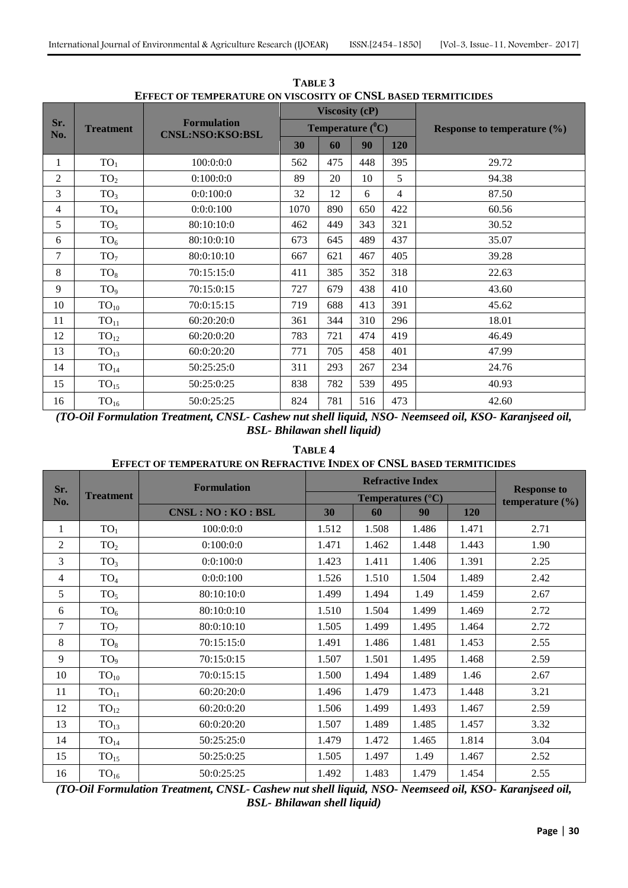**TABLE 3**
**EFFECT OF TEMPERATURE ON VISCOSITY OF CNSL BASED TERMITICIDES**

| Sr. No. | Treatment | Formulation CNSL:NSO:KSO:BSL | Viscosity (cP) | | | | Response to temperature (%) |
|---|---|---|---|---|---|---|---|
| | | | Temperature ($^0$C) | | | | |
| | | | 30 | 60 | 90 | 120 | |
| 1 | $TO_1$ | 100:0:0:0 | 562 | 475 | 448 | 395 | 29.72 |
| 2 | $TO_2$ | 0:100:0:0 | 89 | 20 | 10 | 5 | 94.38 |
| 3 | $TO_3$ | 0:0:100:0 | 32 | 12 | 6 | 4 | 87.50 |
| 4 | $TO_4$ | 0:0:0:100 | 1070 | 890 | 650 | 422 | 60.56 |
| 5 | $TO_5$ | 80:10:10:0 | 462 | 449 | 343 | 321 | 30.52 |
| 6 | $TO_6$ | 80:10:0:10 | 673 | 645 | 489 | 437 | 35.07 |
| 7 | $TO_7$ | 80:0:10:10 | 667 | 621 | 467 | 405 | 39.28 |
| 8 | $TO_8$ | 70:15:15:0 | 411 | 385 | 352 | 318 | 22.63 |
| 9 | $TO_9$ | 70:15:0:15 | 727 | 679 | 438 | 410 | 43.60 |
| 10 | $TO_{10}$ | 70:0:15:15 | 719 | 688 | 413 | 391 | 45.62 |
| 11 | $TO_{11}$ | 60:20:20:0 | 361 | 344 | 310 | 296 | 18.01 |
| 12 | $TO_{12}$ | 60:20:0:20 | 783 | 721 | 474 | 419 | 46.49 |
| 13 | $TO_{13}$ | 60:0:20:20 | 771 | 705 | 458 | 401 | 47.99 |
| 14 | $TO_{14}$ | 50:25:25:0 | 311 | 293 | 267 | 234 | 24.76 |
| 15 | $TO_{15}$ | 50:25:0:25 | 838 | 782 | 539 | 495 | 40.93 |
| 16 | $TO_{16}$ | 50:0:25:25 | 824 | 781 | 516 | 473 | 42.60 |

***(TO-Oil Formulation Treatment, CNSL- Cashew nut shell liquid, NSO- Neemseed oil, KSO- Karanjseed oil, BSL- Bhilawan shell liquid)***

**TABLE 4**
**EFFECT OF TEMPERATURE ON REFRACTIVE INDEX OF CNSL BASED TERMITICIDES**

| Sr. No. | Treatment | Formulation | Refractive Index | | | | Response to temperature (%) |
|---|---|---|---|---|---|---|---|
| | | | Temperatures (°C) | | | | |
| | | CNSL : NO : KO : BSL | 30 | 60 | 90 | 120 | |
| 1 | $TO_1$ | 100:0:0:0 | 1.512 | 1.508 | 1.486 | 1.471 | 2.71 |
| 2 | $TO_2$ | 0:100:0:0 | 1.471 | 1.462 | 1.448 | 1.443 | 1.90 |
| 3 | $TO_3$ | 0:0:100:0 | 1.423 | 1.411 | 1.406 | 1.391 | 2.25 |
| 4 | $TO_4$ | 0:0:0:100 | 1.526 | 1.510 | 1.504 | 1.489 | 2.42 |
| 5 | $TO_5$ | 80:10:10:0 | 1.499 | 1.494 | 1.49 | 1.459 | 2.67 |
| 6 | $TO_6$ | 80:10:0:10 | 1.510 | 1.504 | 1.499 | 1.469 | 2.72 |
| 7 | $TO_7$ | 80:0:10:10 | 1.505 | 1.499 | 1.495 | 1.464 | 2.72 |
| 8 | $TO_8$ | 70:15:15:0 | 1.491 | 1.486 | 1.481 | 1.453 | 2.55 |
| 9 | $TO_9$ | 70:15:0:15 | 1.507 | 1.501 | 1.495 | 1.468 | 2.59 |
| 10 | $TO_{10}$ | 70:0:15:15 | 1.500 | 1.494 | 1.489 | 1.46 | 2.67 |
| 11 | $TO_{11}$ | 60:20:20:0 | 1.496 | 1.479 | 1.473 | 1.448 | 3.21 |
| 12 | $TO_{12}$ | 60:20:0:20 | 1.506 | 1.499 | 1.493 | 1.467 | 2.59 |
| 13 | $TO_{13}$ | 60:0:20:20 | 1.507 | 1.489 | 1.485 | 1.457 | 3.32 |
| 14 | $TO_{14}$ | 50:25:25:0 | 1.479 | 1.472 | 1.465 | 1.814 | 3.04 |
| 15 | $TO_{15}$ | 50:25:0:25 | 1.505 | 1.497 | 1.49 | 1.467 | 2.52 |
| 16 | $TO_{16}$ | 50:0:25:25 | 1.492 | 1.483 | 1.479 | 1.454 | 2.55 |

***(TO-Oil Formulation Treatment, CNSL- Cashew nut shell liquid, NSO- Neemseed oil, KSO- Karanjseed oil, BSL- Bhilawan shell liquid)***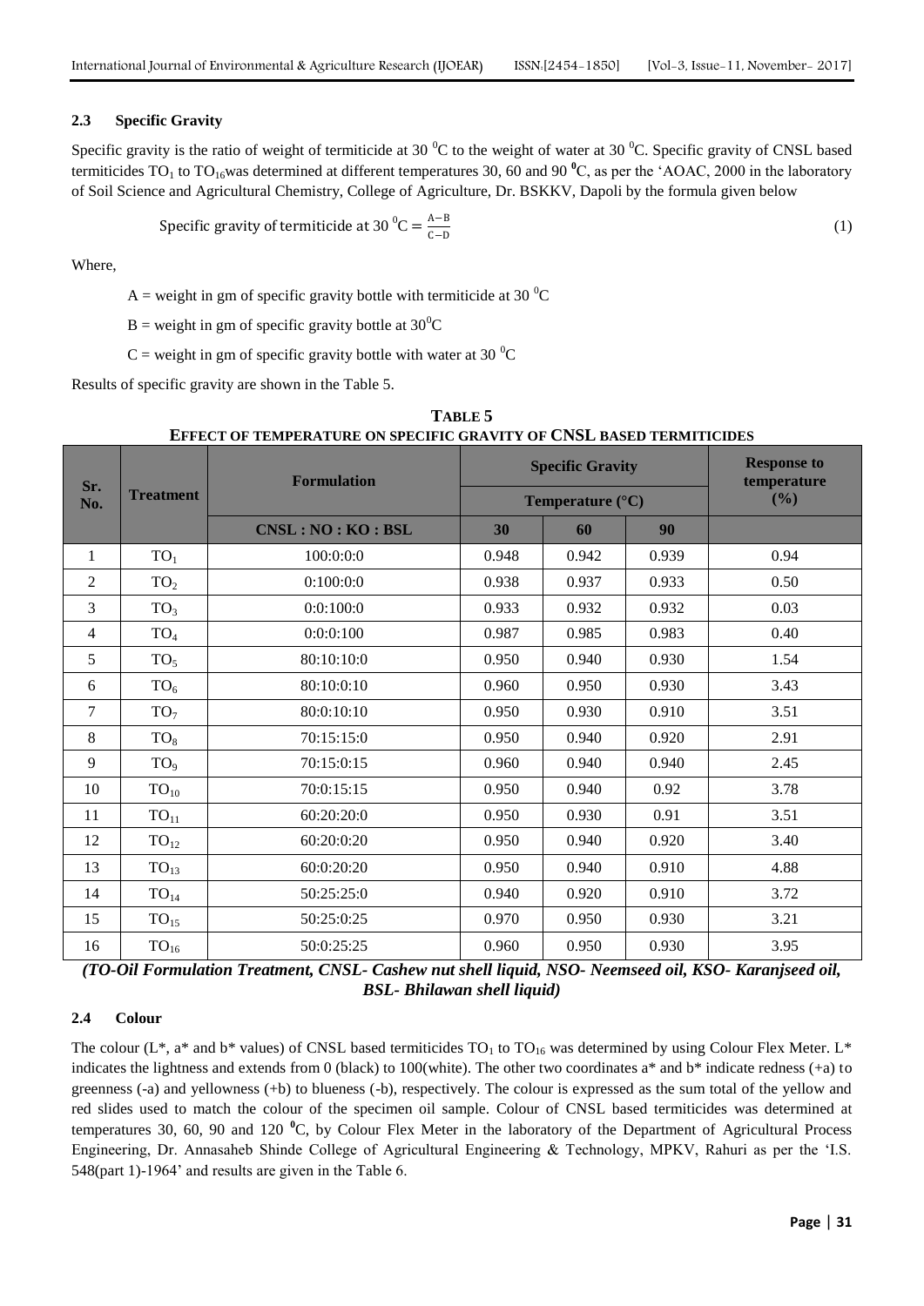### 2.3 Specific Gravity

Specific gravity is the ratio of weight of termiticide at 30 $^0$C to the weight of water at 30 $^0$C. Specific gravity of CNSL based termiticides $TO_1$ to $TO_{16}$was determined at different temperatures 30, 60 and 90 $^0$C, as per the 'AOAC, 2000 in the laboratory of Soil Science and Agricultural Chemistry, College of Agriculture, Dr. BSKKV, Dapoli by the formula given below

$$\text{Specific gravity of termiticide at } 30\,^0\text{C} = \frac{A-B}{C-D} \tag{1}$$

Where,

A = weight in gm of specific gravity bottle with termiticide at 30 $^0$C

B = weight in gm of specific gravity bottle at 30$^0$C

C = weight in gm of specific gravity bottle with water at 30 $^0$C

Results of specific gravity are shown in the Table 5.

**TABLE 5**
**EFFECT OF TEMPERATURE ON SPECIFIC GRAVITY OF CNSL BASED TERMITICIDES**

| Sr. No. | Treatment | Formulation | Specific Gravity | | | Response to temperature (%) |
|---|---|---|---|---|---|---|
| | | | Temperature (°C) | | | |
| | | CNSL : NO : KO : BSL | 30 | 60 | 90 | |
| 1 | $TO_1$ | 100:0:0:0 | 0.948 | 0.942 | 0.939 | 0.94 |
| 2 | $TO_2$ | 0:100:0:0 | 0.938 | 0.937 | 0.933 | 0.50 |
| 3 | $TO_3$ | 0:0:100:0 | 0.933 | 0.932 | 0.932 | 0.03 |
| 4 | $TO_4$ | 0:0:0:100 | 0.987 | 0.985 | 0.983 | 0.40 |
| 5 | $TO_5$ | 80:10:10:0 | 0.950 | 0.940 | 0.930 | 1.54 |
| 6 | $TO_6$ | 80:10:0:10 | 0.960 | 0.950 | 0.930 | 3.43 |
| 7 | $TO_7$ | 80:0:10:10 | 0.950 | 0.930 | 0.910 | 3.51 |
| 8 | $TO_8$ | 70:15:15:0 | 0.950 | 0.940 | 0.920 | 2.91 |
| 9 | $TO_9$ | 70:15:0:15 | 0.960 | 0.940 | 0.940 | 2.45 |
| 10 | $TO_{10}$ | 70:0:15:15 | 0.950 | 0.940 | 0.92 | 3.78 |
| 11 | $TO_{11}$ | 60:20:20:0 | 0.950 | 0.930 | 0.91 | 3.51 |
| 12 | $TO_{12}$ | 60:20:0:20 | 0.950 | 0.940 | 0.920 | 3.40 |
| 13 | $TO_{13}$ | 60:0:20:20 | 0.950 | 0.940 | 0.910 | 4.88 |
| 14 | $TO_{14}$ | 50:25:25:0 | 0.940 | 0.920 | 0.910 | 3.72 |
| 15 | $TO_{15}$ | 50:25:0:25 | 0.970 | 0.950 | 0.930 | 3.21 |
| 16 | $TO_{16}$ | 50:0:25:25 | 0.960 | 0.950 | 0.930 | 3.95 |

***(TO-Oil Formulation Treatment, CNSL- Cashew nut shell liquid, NSO- Neemseed oil, KSO- Karanjseed oil, BSL- Bhilawan shell liquid)***

### 2.4 Colour

The colour (L\*, a\* and b\* values) of CNSL based termiticides $TO_1$ to $TO_{16}$ was determined by using Colour Flex Meter. L\* indicates the lightness and extends from 0 (black) to 100(white). The other two coordinates a\* and b\* indicate redness (+a) to greenness (-a) and yellowness (+b) to blueness (-b), respectively. The colour is expressed as the sum total of the yellow and red slides used to match the colour of the specimen oil sample. Colour of CNSL based termiticides was determined at temperatures 30, 60, 90 and 120 $^0$C, by Colour Flex Meter in the laboratory of the Department of Agricultural Process Engineering, Dr. Annasaheb Shinde College of Agricultural Engineering & Technology, MPKV, Rahuri as per the 'I.S. 548(part 1)-1964' and results are given in the Table 6.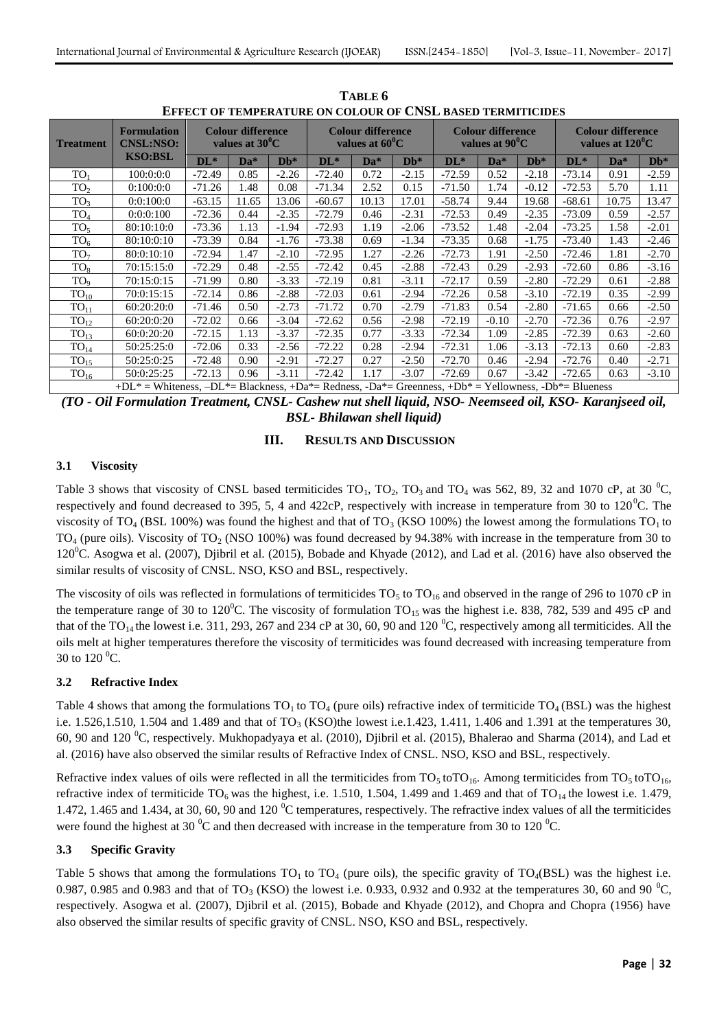**TABLE 6**
**EFFECT OF TEMPERATURE ON COLOUR OF CNSL BASED TERMITICIDES**

| Treatment | Formulation CNSL:NSO: KSO:BSL | Colour difference values at 30 $^0$C | | | Colour difference values at 60 $^0$C | | | Colour difference values at 90 $^0$C | | | Colour difference values at 120 $^0$C | | |
|---|---|---|---|---|---|---|---|---|---|---|---|---|---|
| | | DL* | Da* | Db* | DL* | Da* | Db* | DL* | Da* | Db* | DL* | Da* | Db* |
| $TO_1$ | 100:0:0:0 | -72.49 | 0.85 | -2.26 | -72.40 | 0.72 | -2.15 | -72.59 | 0.52 | -2.18 | -73.14 | 0.91 | -2.59 |
| $TO_2$ | 0:100:0:0 | -71.26 | 1.48 | 0.08 | -71.34 | 2.52 | 0.15 | -71.50 | 1.74 | -0.12 | -72.53 | 5.70 | 1.11 |
| $TO_3$ | 0:0:100:0 | -63.15 | 11.65 | 13.06 | -60.67 | 10.13 | 17.01 | -58.74 | 9.44 | 19.68 | -68.61 | 10.75 | 13.47 |
| $TO_4$ | 0:0:0:100 | -72.36 | 0.44 | -2.35 | -72.79 | 0.46 | -2.31 | -72.53 | 0.49 | -2.35 | -73.09 | 0.59 | -2.57 |
| $TO_5$ | 80:10:10:0 | -73.36 | 1.13 | -1.94 | -72.93 | 1.19 | -2.06 | -73.52 | 1.48 | -2.04 | -73.25 | 1.58 | -2.01 |
| $TO_6$ | 80:10:0:10 | -73.39 | 0.84 | -1.76 | -73.38 | 0.69 | -1.34 | -73.35 | 0.68 | -1.75 | -73.40 | 1.43 | -2.46 |
| $TO_7$ | 80:0:10:10 | -72.94 | 1.47 | -2.10 | -72.95 | 1.27 | -2.26 | -72.73 | 1.91 | -2.50 | -72.46 | 1.81 | -2.70 |
| $TO_8$ | 70:15:15:0 | -72.29 | 0.48 | -2.55 | -72.42 | 0.45 | -2.88 | -72.43 | 0.29 | -2.93 | -72.60 | 0.86 | -3.16 |
| $TO_9$ | 70:15:0:15 | -71.99 | 0.80 | -3.33 | -72.19 | 0.81 | -3.11 | -72.17 | 0.59 | -2.80 | -72.29 | 0.61 | -2.88 |
| $TO_{10}$ | 70:0:15:15 | -72.14 | 0.86 | -2.88 | -72.03 | 0.61 | -2.94 | -72.26 | 0.58 | -3.10 | -72.19 | 0.35 | -2.99 |
| $TO_{11}$ | 60:20:20:0 | -71.46 | 0.50 | -2.73 | -71.72 | 0.70 | -2.79 | -71.83 | 0.54 | -2.80 | -71.65 | 0.66 | -2.50 |
| $TO_{12}$ | 60:20:0:20 | -72.02 | 0.66 | -3.04 | -72.62 | 0.56 | -2.98 | -72.19 | -0.10 | -2.70 | -72.36 | 0.76 | -2.97 |
| $TO_{13}$ | 60:0:20:20 | -72.15 | 1.13 | -3.37 | -72.35 | 0.77 | -3.33 | -72.34 | 1.09 | -2.85 | -72.39 | 0.63 | -2.60 |
| $TO_{14}$ | 50:25:25:0 | -72.06 | 0.33 | -2.56 | -72.22 | 0.28 | -2.94 | -72.31 | 1.06 | -3.13 | -72.13 | 0.60 | -2.83 |
| $TO_{15}$ | 50:25:0:25 | -72.48 | 0.90 | -2.91 | -72.27 | 0.27 | -2.50 | -72.70 | 0.46 | -2.94 | -72.76 | 0.40 | -2.71 |
| $TO_{16}$ | 50:0:25:25 | -72.13 | 0.96 | -3.11 | -72.42 | 1.17 | -3.07 | -72.69 | 0.67 | -3.42 | -72.65 | 0.63 | -3.10 |

+DL* = Whiteness, –DL*= Blackness, +Da*= Redness, -Da*= Greenness, +Db* = Yellowness, -Db*= Blueness

***(TO - Oil Formulation Treatment, CNSL- Cashew nut shell liquid, NSO- Neemseed oil, KSO- Karanjseed oil, BSL- Bhilawan shell liquid)***

## III. RESULTS AND DISCUSSION

### 3.1 Viscosity

Table 3 shows that viscosity of CNSL based termiticides $TO_1$, $TO_2$, $TO_3$ and $TO_4$ was 562, 89, 32 and 1070 cP, at 30 $^0$C, respectively and found decreased to 395, 5, 4 and 422cP, respectively with increase in temperature from 30 to 120$^0$C. The viscosity of $TO_4$ (BSL 100%) was found the highest and that of $TO_3$ (KSO 100%) the lowest among the formulations $TO_1$ to $TO_4$ (pure oils). Viscosity of $TO_2$ (NSO 100%) was found decreased by 94.38% with increase in the temperature from 30 to 120$^0$C. Asogwa et al. (2007), Djibril et al. (2015), Bobade and Khyade (2012), and Lad et al. (2016) have also observed the similar results of viscosity of CNSL. NSO, KSO and BSL, respectively.

The viscosity of oils was reflected in formulations of termiticides $TO_5$ to $TO_{16}$ and observed in the range of 296 to 1070 cP in the temperature range of 30 to 120$^0$C. The viscosity of formulation $TO_{15}$ was the highest i.e. 838, 782, 539 and 495 cP and that of the $TO_{14}$ the lowest i.e. 311, 293, 267 and 234 cP at 30, 60, 90 and 120 $^0$C, respectively among all termiticides. All the oils melt at higher temperatures therefore the viscosity of termiticides was found decreased with increasing temperature from 30 to 120 $^0$C.

### 3.2 Refractive Index

Table 4 shows that among the formulations $TO_1$ to $TO_4$ (pure oils) refractive index of termiticide $TO_4$ (BSL) was the highest i.e. 1.526,1.510, 1.504 and 1.489 and that of $TO_3$ (KSO)the lowest i.e.1.423, 1.411, 1.406 and 1.391 at the temperatures 30, 60, 90 and 120 $^0$C, respectively. Mukhopadyaya et al. (2010), Djibril et al. (2015), Bhalerao and Sharma (2014), and Lad et al. (2016) have also observed the similar results of Refractive Index of CNSL. NSO, KSO and BSL, respectively.

Refractive index values of oils were reflected in all the termiticides from $TO_5$ to$TO_{16}$. Among termiticides from $TO_5$ to$TO_{16}$, refractive index of termiticide $TO_6$ was the highest, i.e. 1.510, 1.504, 1.499 and 1.469 and that of $TO_{14}$ the lowest i.e. 1.479, 1.472, 1.465 and 1.434, at 30, 60, 90 and 120 $^0$C temperatures, respectively. The refractive index values of all the termiticides were found the highest at 30 $^0$C and then decreased with increase in the temperature from 30 to 120 $^0$C.

### 3.3 Specific Gravity

Table 5 shows that among the formulations $TO_1$ to $TO_4$ (pure oils), the specific gravity of $TO_4$(BSL) was the highest i.e. 0.987, 0.985 and 0.983 and that of $TO_3$ (KSO) the lowest i.e. 0.933, 0.932 and 0.932 at the temperatures 30, 60 and 90 $^0$C, respectively. Asogwa et al. (2007), Djibril et al. (2015), Bobade and Khyade (2012), and Chopra and Chopra (1956) have also observed the similar results of specific gravity of CNSL. NSO, KSO and BSL, respectively.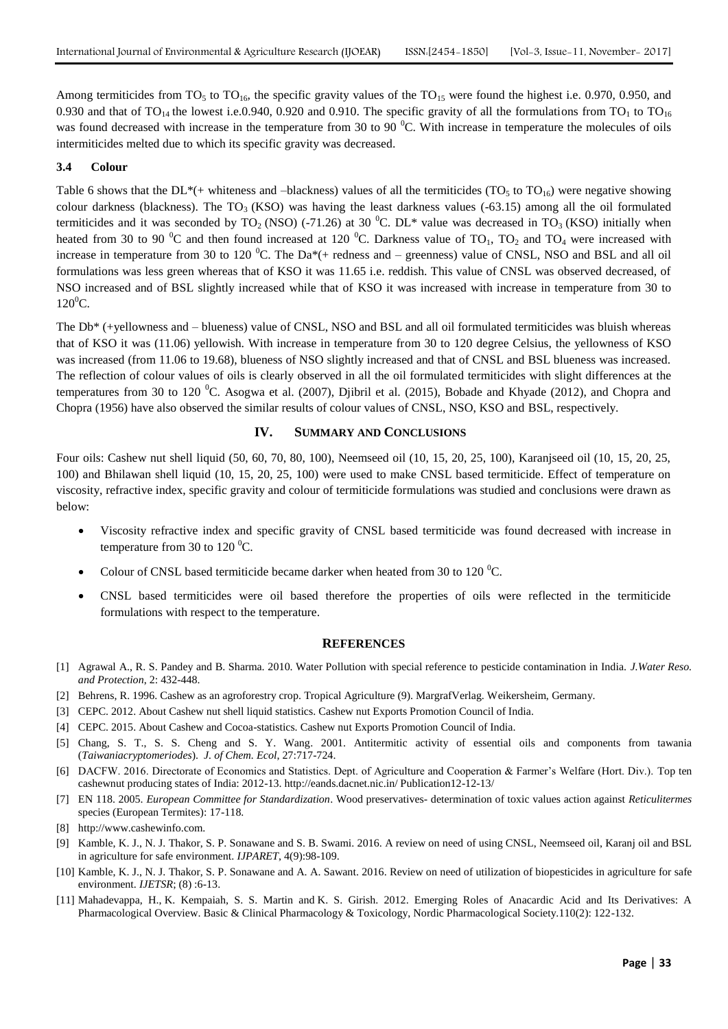Among termiticides from $TO_5$ to $TO_{16}$, the specific gravity values of the $TO_{15}$ were found the highest i.e. 0.970, 0.950, and 0.930 and that of $TO_{14}$ the lowest i.e.0.940, 0.920 and 0.910. The specific gravity of all the formulations from $TO_1$ to $TO_{16}$ was found decreased with increase in the temperature from 30 to 90 $^0$C. With increase in temperature the molecules of oils intermiticides melted due to which its specific gravity was decreased.

### 3.4 Colour

Table 6 shows that the DL*(+ whiteness and –blackness) values of all the termiticides ($TO_5$ to $TO_{16}$) were negative showing colour darkness (blackness). The $TO_3$ (KSO) was having the least darkness values (-63.15) among all the oil formulated termiticides and it was seconded by $TO_2$ (NSO) (-71.26) at 30 $^0$C. DL* value was decreased in $TO_3$ (KSO) initially when heated from 30 to 90 $^0$C and then found increased at 120 $^0$C. Darkness value of $TO_1$, $TO_2$ and $TO_4$ were increased with increase in temperature from 30 to 120 $^0$C. The Da*(+ redness and – greenness) value of CNSL, NSO and BSL and all oil formulations was less green whereas that of KSO it was 11.65 i.e. reddish. This value of CNSL was observed decreased, of NSO increased and of BSL slightly increased while that of KSO it was increased with increase in temperature from 30 to 120$^0$C.

The Db* (+yellowness and – blueness) value of CNSL, NSO and BSL and all oil formulated termiticides was bluish whereas that of KSO it was (11.06) yellowish. With increase in temperature from 30 to 120 degree Celsius, the yellowness of KSO was increased (from 11.06 to 19.68), blueness of NSO slightly increased and that of CNSL and BSL blueness was increased. The reflection of colour values of oils is clearly observed in all the oil formulated termiticides with slight differences at the temperatures from 30 to 120 $^0$C. Asogwa et al. (2007), Djibril et al. (2015), Bobade and Khyade (2012), and Chopra and Chopra (1956) have also observed the similar results of colour values of CNSL, NSO, KSO and BSL, respectively.

## IV. SUMMARY AND CONCLUSIONS

Four oils: Cashew nut shell liquid (50, 60, 70, 80, 100), Neemseed oil (10, 15, 20, 25, 100), Karanjseed oil (10, 15, 20, 25, 100) and Bhilawan shell liquid (10, 15, 20, 25, 100) were used to make CNSL based termiticide. Effect of temperature on viscosity, refractive index, specific gravity and colour of termiticide formulations was studied and conclusions were drawn as below:

- Viscosity refractive index and specific gravity of CNSL based termiticide was found decreased with increase in temperature from 30 to 120 $^0$C.
- Colour of CNSL based termiticide became darker when heated from 30 to 120 $^0$C.
- CNSL based termiticides were oil based therefore the properties of oils were reflected in the termiticide formulations with respect to the temperature.

## REFERENCES

[1] Agrawal A., R. S. Pandey and B. Sharma. 2010. Water Pollution with special reference to pesticide contamination in India. *J.Water Reso. and Protection*, 2: 432-448.

[2] Behrens, R. 1996. Cashew as an agroforestry crop. Tropical Agriculture (9). MargrafVerlag. Weikersheim, Germany.

[3] CEPC. 2012. About Cashew nut shell liquid statistics. Cashew nut Exports Promotion Council of India.

[4] CEPC. 2015. About Cashew and Cocoa-statistics. Cashew nut Exports Promotion Council of India.

[5] Chang, S. T., S. S. Cheng and S. Y. Wang. 2001. Antitermitic activity of essential oils and components from tawania (*Taiwaniacryptomeriodes*). *J. of Chem. Ecol*, 27:717-724.

[6] DACFW. 2016. Directorate of Economics and Statistics. Dept. of Agriculture and Cooperation & Farmer's Welfare (Hort. Div.). Top ten cashewnut producing states of India: 2012-13. http://eands.dacnet.nic.in/ Publication12-12-13/

[7] EN 118. 2005. *European Committee for Standardization*. Wood preservatives- determination of toxic values action against *Reticulitermes* species (European Termites): 17-118.

[8] http://www.cashewinfo.com.

[9] Kamble, K. J., N. J. Thakor, S. P. Sonawane and S. B. Swami. 2016. A review on need of using CNSL, Neemseed oil, Karanj oil and BSL in agriculture for safe environment. *IJPARET*, 4(9):98-109.

[10] Kamble, K. J., N. J. Thakor, S. P. Sonawane and A. A. Sawant. 2016. Review on need of utilization of biopesticides in agriculture for safe environment. *IJETSR*; (8) :6-13.

[11] Mahadevappa, H., K. Kempaiah, S. S. Martin and K. S. Girish. 2012. Emerging Roles of Anacardic Acid and Its Derivatives: A Pharmacological Overview. Basic & Clinical Pharmacology & Toxicology, Nordic Pharmacological Society.110(2): 122-132.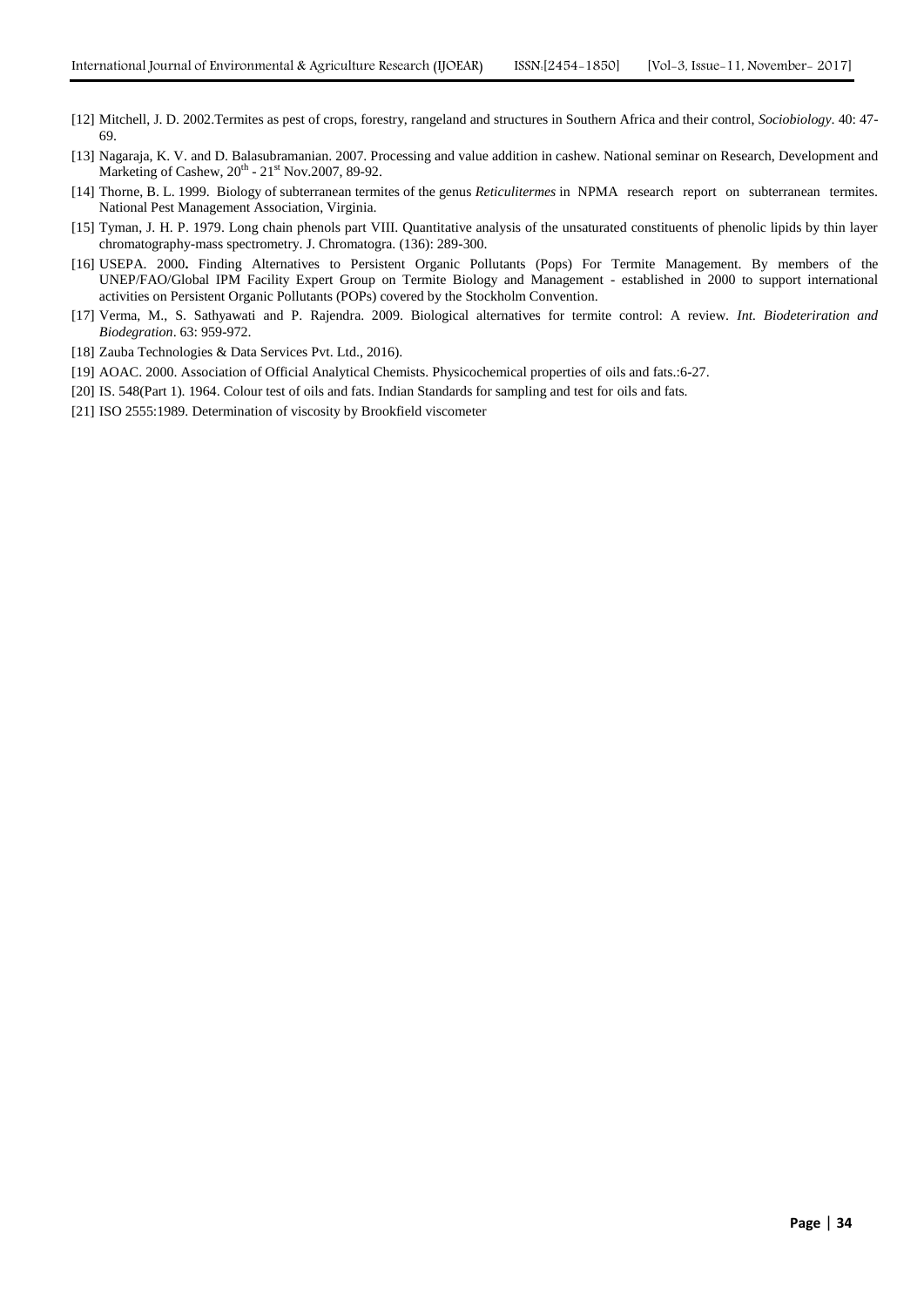[12] Mitchell, J. D. 2002.Termites as pest of crops, forestry, rangeland and structures in Southern Africa and their control, *Sociobiology*. 40: 47-69.

[13] Nagaraja, K. V. and D. Balasubramanian. 2007. Processing and value addition in cashew. National seminar on Research, Development and Marketing of Cashew, $20^{th}$ - $21^{st}$ Nov.2007, 89-92.

[14] Thorne, B. L. 1999. Biology of subterranean termites of the genus *Reticulitermes* in NPMA research report on subterranean termites. National Pest Management Association, Virginia.

[15] Tyman, J. H. P. 1979. Long chain phenols part VIII. Quantitative analysis of the unsaturated constituents of phenolic lipids by thin layer chromatography-mass spectrometry. J. Chromatogra. (136): 289-300.

[16] USEPA. 2000**.** Finding Alternatives to Persistent Organic Pollutants (Pops) For Termite Management. By members of the UNEP/FAO/Global IPM Facility Expert Group on Termite Biology and Management - established in 2000 to support international activities on Persistent Organic Pollutants (POPs) covered by the Stockholm Convention.

[17] Verma, M., S. Sathyawati and P. Rajendra. 2009. Biological alternatives for termite control: A review. *Int. Biodeteriration and Biodegration*. 63: 959-972.

[18] Zauba Technologies & Data Services Pvt. Ltd., 2016).

[19] AOAC. 2000. Association of Official Analytical Chemists. Physicochemical properties of oils and fats.:6-27.

[20] IS. 548(Part 1). 1964. Colour test of oils and fats. Indian Standards for sampling and test for oils and fats.

[21] ISO 2555:1989. Determination of viscosity by Brookfield viscometer